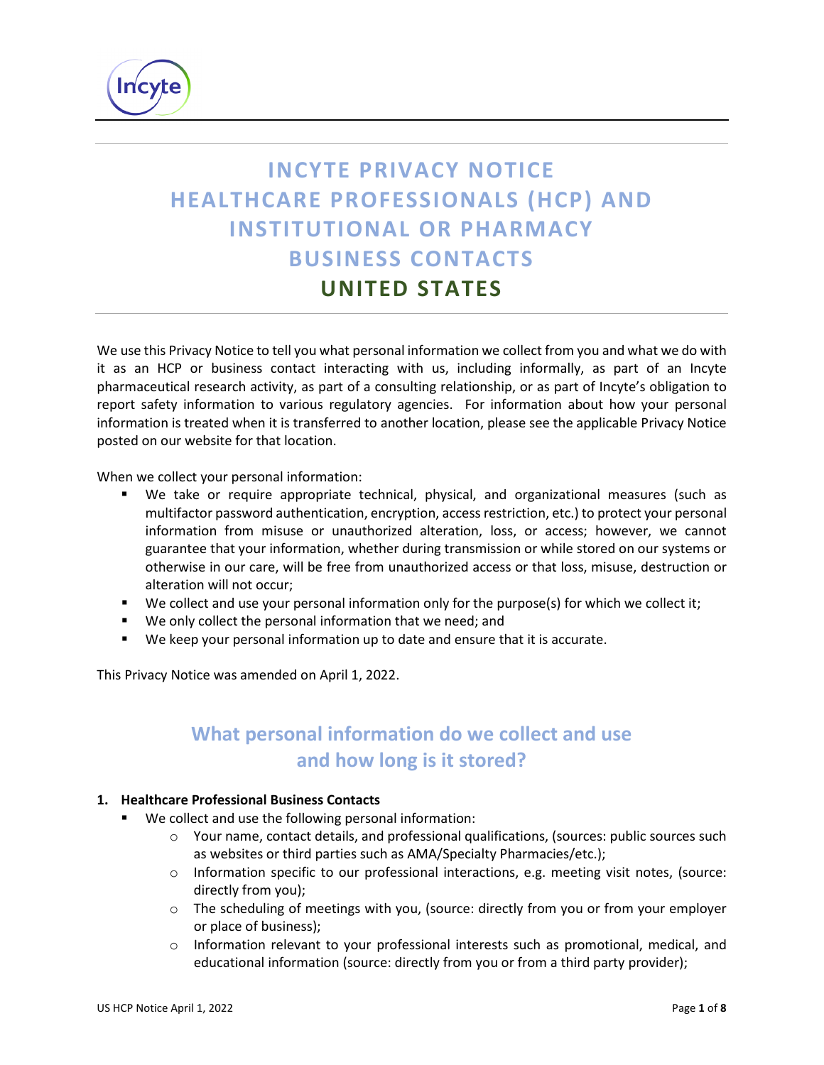# INCYTE PRIVACY NOTICE HEALTHCARE PROFESSIONALS (HCP) AND INSTITUTIONAL OR PHARMACY BUSINESS CONTACTS UNITED STATES

We use this Privacy Notice to tell you what personal information we collect from you and what we do with it as an HCP or business contact interacting with us, including informally, as part of an Incyte pharmaceutical research activity, as part of a consulting relationship, or as part of Incyte's obligation to report safety information to various regulatory agencies. For information about how your personal information is treated when it is transferred to another location, please see the applicable Privacy Notice posted on our website for that location.

When we collect your personal information:

- We take or require appropriate technical, physical, and organizational measures (such as multifactor password authentication, encryption, access restriction, etc.) to protect your personal information from misuse or unauthorized alteration, loss, or access; however, we cannot guarantee that your information, whether during transmission or while stored on our systems or otherwise in our care, will be free from unauthorized access or that loss, misuse, destruction or alteration will not occur;
- We collect and use your personal information only for the purpose(s) for which we collect it;
- We only collect the personal information that we need; and
- We keep your personal information up to date and ensure that it is accurate.

This Privacy Notice was amended on April 1, 2022.

## What personal information do we collect and use and how long is it stored?

**1. Healthcare Professional Business Contacts**

- We collect and use the following personal information:
  - Your name, contact details, and professional qualifications, (sources: public sources such as websites or third parties such as AMA/Specialty Pharmacies/etc.);
  - Information specific to our professional interactions, e.g. meeting visit notes, (source: directly from you);
  - The scheduling of meetings with you, (source: directly from you or from your employer or place of business);
  - Information relevant to your professional interests such as promotional, medical, and educational information (source: directly from you or from a third party provider);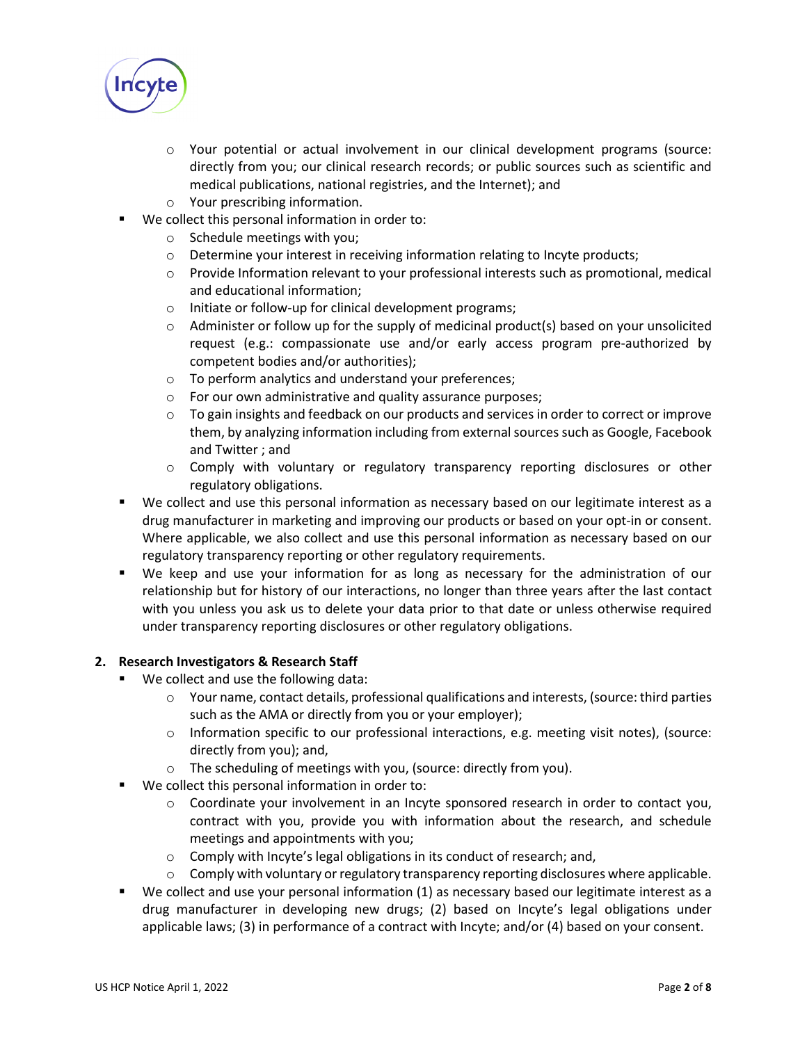- Your potential or actual involvement in our clinical development programs (source: directly from you; our clinical research records; or public sources such as scientific and medical publications, national registries, and the Internet); and
   - Your prescribing information.
- We collect this personal information in order to:
   - Schedule meetings with you;
   - Determine your interest in receiving information relating to Incyte products;
   - Provide Information relevant to your professional interests such as promotional, medical and educational information;
   - Initiate or follow-up for clinical development programs;
   - Administer or follow up for the supply of medicinal product(s) based on your unsolicited request (e.g.: compassionate use and/or early access program pre-authorized by competent bodies and/or authorities);
   - To perform analytics and understand your preferences;
   - For our own administrative and quality assurance purposes;
   - To gain insights and feedback on our products and services in order to correct or improve them, by analyzing information including from external sources such as Google, Facebook and Twitter ; and
   - Comply with voluntary or regulatory transparency reporting disclosures or other regulatory obligations.
- We collect and use this personal information as necessary based on our legitimate interest as a drug manufacturer in marketing and improving our products or based on your opt-in or consent. Where applicable, we also collect and use this personal information as necessary based on our regulatory transparency reporting or other regulatory requirements.
- We keep and use your information for as long as necessary for the administration of our relationship but for history of our interactions, no longer than three years after the last contact with you unless you ask us to delete your data prior to that date or unless otherwise required under transparency reporting disclosures or other regulatory obligations.

**2. Research Investigators & Research Staff**

- We collect and use the following data:
   - Your name, contact details, professional qualifications and interests, (source: third parties such as the AMA or directly from you or your employer);
   - Information specific to our professional interactions, e.g. meeting visit notes), (source: directly from you); and,
   - The scheduling of meetings with you, (source: directly from you).
- We collect this personal information in order to:
   - Coordinate your involvement in an Incyte sponsored research in order to contact you, contract with you, provide you with information about the research, and schedule meetings and appointments with you;
   - Comply with Incyte's legal obligations in its conduct of research; and,
   - Comply with voluntary or regulatory transparency reporting disclosures where applicable.
- We collect and use your personal information (1) as necessary based our legitimate interest as a drug manufacturer in developing new drugs; (2) based on Incyte's legal obligations under applicable laws; (3) in performance of a contract with Incyte; and/or (4) based on your consent.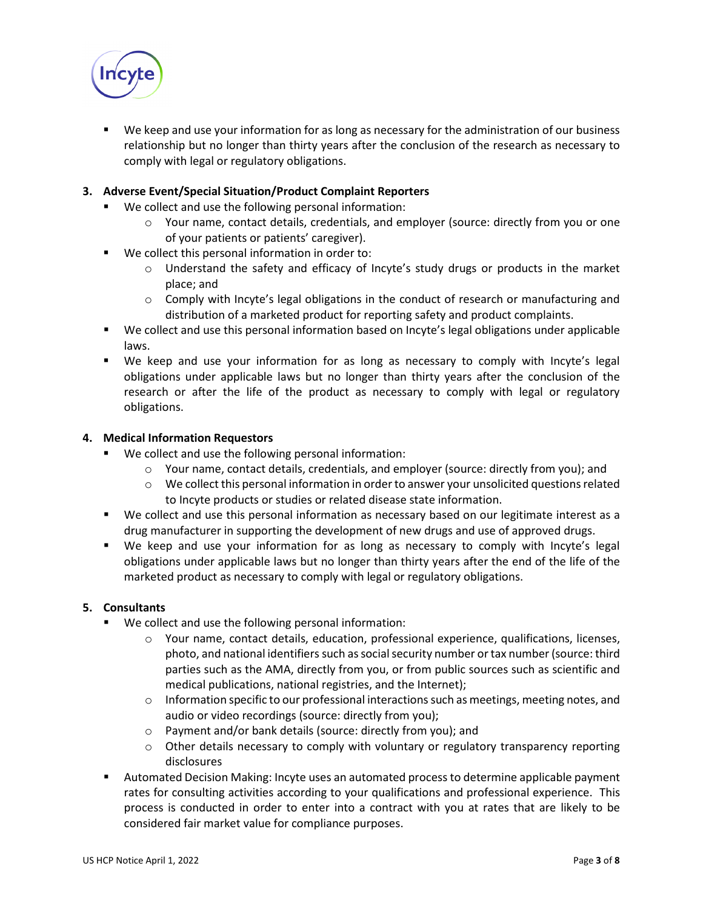- We keep and use your information for as long as necessary for the administration of our business relationship but no longer than thirty years after the conclusion of the research as necessary to comply with legal or regulatory obligations.

**3. Adverse Event/Special Situation/Product Complaint Reporters**

- We collect and use the following personal information:
  - Your name, contact details, credentials, and employer (source: directly from you or one of your patients or patients' caregiver).
- We collect this personal information in order to:
  - Understand the safety and efficacy of Incyte's study drugs or products in the market place; and
  - Comply with Incyte's legal obligations in the conduct of research or manufacturing and distribution of a marketed product for reporting safety and product complaints.
- We collect and use this personal information based on Incyte's legal obligations under applicable laws.
- We keep and use your information for as long as necessary to comply with Incyte's legal obligations under applicable laws but no longer than thirty years after the conclusion of the research or after the life of the product as necessary to comply with legal or regulatory obligations.

**4. Medical Information Requestors**

- We collect and use the following personal information:
  - Your name, contact details, credentials, and employer (source: directly from you); and
  - We collect this personal information in order to answer your unsolicited questions related to Incyte products or studies or related disease state information.
- We collect and use this personal information as necessary based on our legitimate interest as a drug manufacturer in supporting the development of new drugs and use of approved drugs.
- We keep and use your information for as long as necessary to comply with Incyte's legal obligations under applicable laws but no longer than thirty years after the end of the life of the marketed product as necessary to comply with legal or regulatory obligations.

**5. Consultants**

- We collect and use the following personal information:
  - Your name, contact details, education, professional experience, qualifications, licenses, photo, and national identifiers such as social security number or tax number (source: third parties such as the AMA, directly from you, or from public sources such as scientific and medical publications, national registries, and the Internet);
  - Information specific to our professional interactions such as meetings, meeting notes, and audio or video recordings (source: directly from you);
  - Payment and/or bank details (source: directly from you); and
  - Other details necessary to comply with voluntary or regulatory transparency reporting disclosures
- Automated Decision Making: Incyte uses an automated process to determine applicable payment rates for consulting activities according to your qualifications and professional experience. This process is conducted in order to enter into a contract with you at rates that are likely to be considered fair market value for compliance purposes.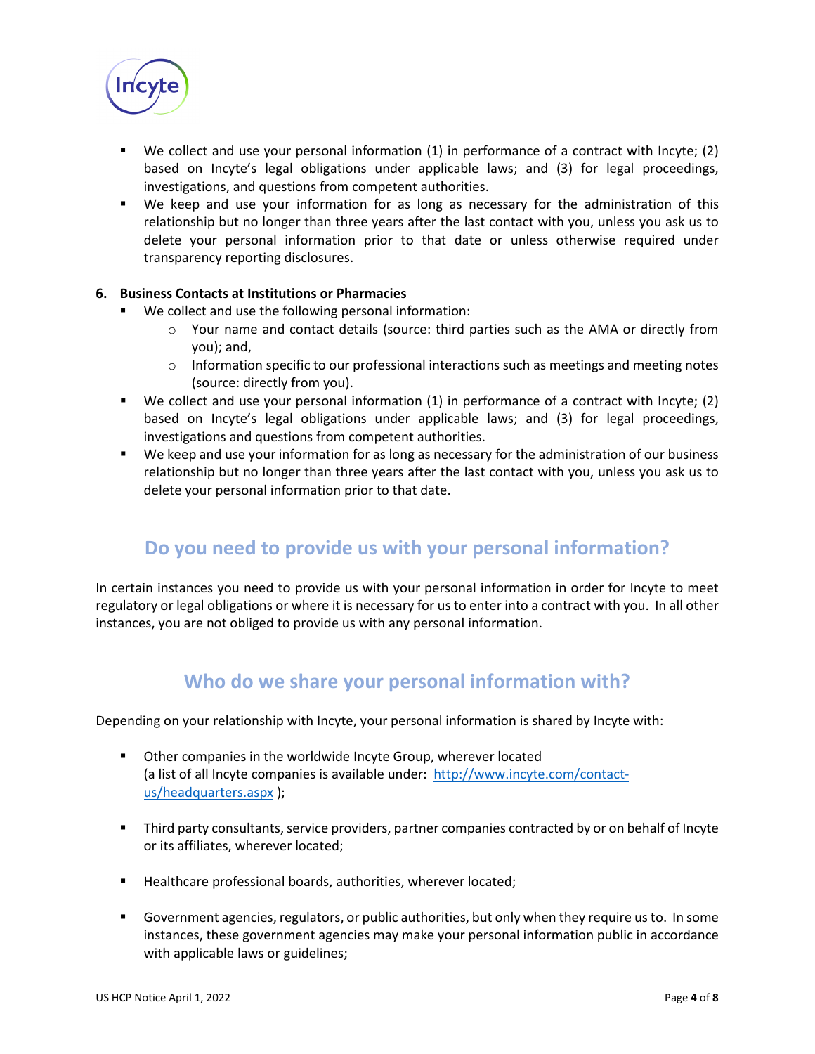- We collect and use your personal information (1) in performance of a contract with Incyte; (2) based on Incyte's legal obligations under applicable laws; and (3) for legal proceedings, investigations, and questions from competent authorities.
- We keep and use your information for as long as necessary for the administration of this relationship but no longer than three years after the last contact with you, unless you ask us to delete your personal information prior to that date or unless otherwise required under transparency reporting disclosures.

**6. Business Contacts at Institutions or Pharmacies**

- We collect and use the following personal information:
  - Your name and contact details (source: third parties such as the AMA or directly from you); and,
  - Information specific to our professional interactions such as meetings and meeting notes (source: directly from you).
- We collect and use your personal information (1) in performance of a contract with Incyte; (2) based on Incyte's legal obligations under applicable laws; and (3) for legal proceedings, investigations and questions from competent authorities.
- We keep and use your information for as long as necessary for the administration of our business relationship but no longer than three years after the last contact with you, unless you ask us to delete your personal information prior to that date.

## Do you need to provide us with your personal information?

In certain instances you need to provide us with your personal information in order for Incyte to meet regulatory or legal obligations or where it is necessary for us to enter into a contract with you. In all other instances, you are not obliged to provide us with any personal information.

## Who do we share your personal information with?

Depending on your relationship with Incyte, your personal information is shared by Incyte with:

- Other companies in the worldwide Incyte Group, wherever located (a list of all Incyte companies is available under: [http://www.incyte.com/contact-us/headquarters.aspx](http://www.incyte.com/contact-us/headquarters.aspx) );
- Third party consultants, service providers, partner companies contracted by or on behalf of Incyte or its affiliates, wherever located;
- Healthcare professional boards, authorities, wherever located;
- Government agencies, regulators, or public authorities, but only when they require us to. In some instances, these government agencies may make your personal information public in accordance with applicable laws or guidelines;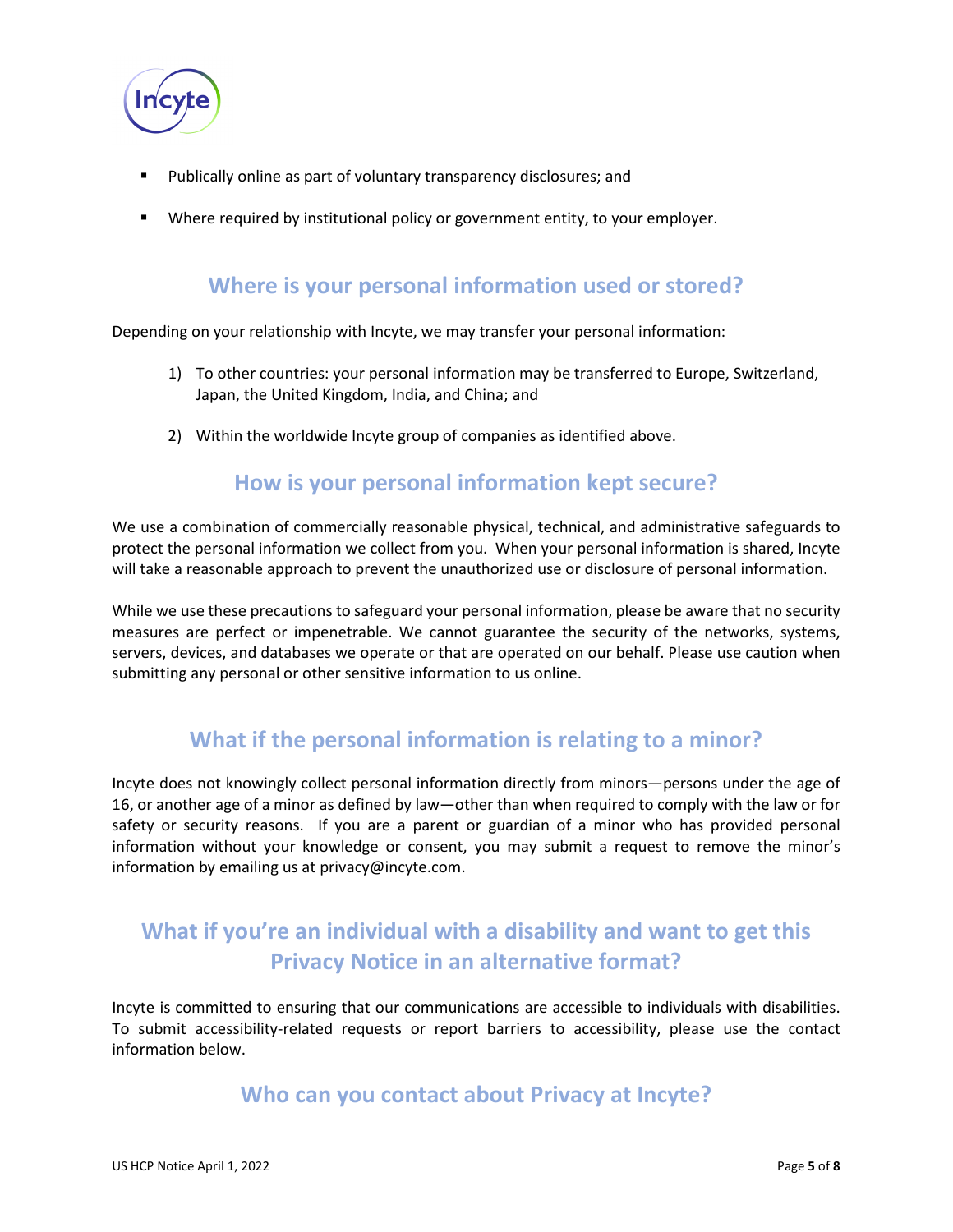- Publically online as part of voluntary transparency disclosures; and
- Where required by institutional policy or government entity, to your employer.

## Where is your personal information used or stored?

Depending on your relationship with Incyte, we may transfer your personal information:

1) To other countries: your personal information may be transferred to Europe, Switzerland, Japan, the United Kingdom, India, and China; and
2) Within the worldwide Incyte group of companies as identified above.

## How is your personal information kept secure?

We use a combination of commercially reasonable physical, technical, and administrative safeguards to protect the personal information we collect from you. When your personal information is shared, Incyte will take a reasonable approach to prevent the unauthorized use or disclosure of personal information.

While we use these precautions to safeguard your personal information, please be aware that no security measures are perfect or impenetrable. We cannot guarantee the security of the networks, systems, servers, devices, and databases we operate or that are operated on our behalf. Please use caution when submitting any personal or other sensitive information to us online.

## What if the personal information is relating to a minor?

Incyte does not knowingly collect personal information directly from minors—persons under the age of 16, or another age of a minor as defined by law—other than when required to comply with the law or for safety or security reasons. If you are a parent or guardian of a minor who has provided personal information without your knowledge or consent, you may submit a request to remove the minor's information by emailing us at privacy@incyte.com.

## What if you're an individual with a disability and want to get this Privacy Notice in an alternative format?

Incyte is committed to ensuring that our communications are accessible to individuals with disabilities. To submit accessibility-related requests or report barriers to accessibility, please use the contact information below.

## Who can you contact about Privacy at Incyte?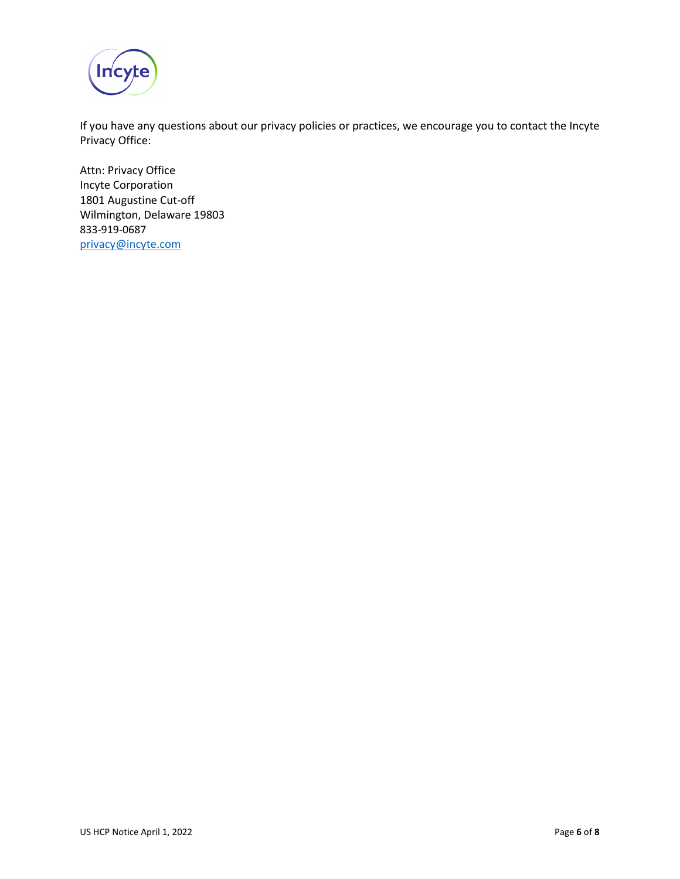If you have any questions about our privacy policies or practices, we encourage you to contact the Incyte Privacy Office:

Attn: Privacy Office
Incyte Corporation
1801 Augustine Cut-off
Wilmington, Delaware 19803
833-919-0687
privacy@incyte.com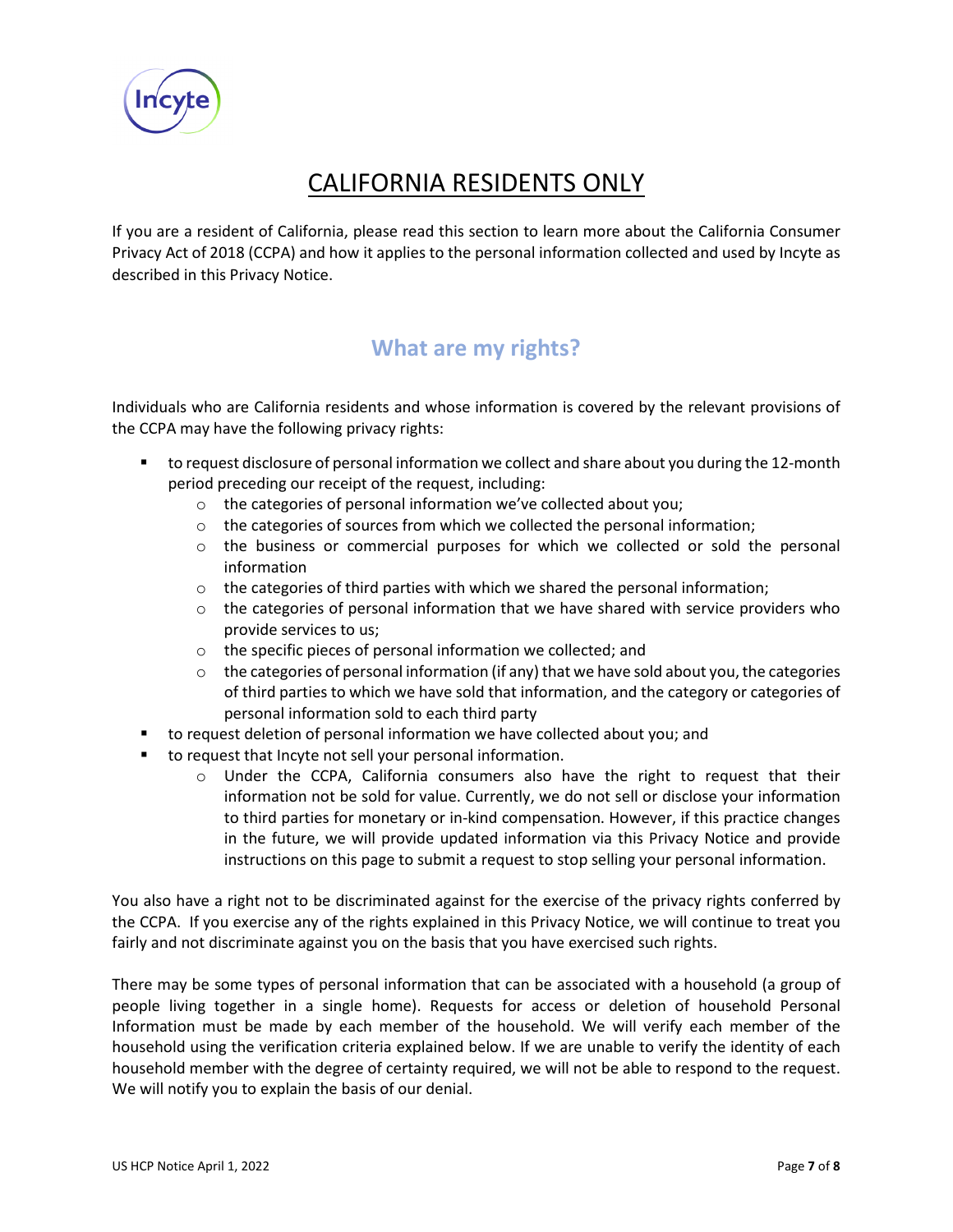# CALIFORNIA RESIDENTS ONLY

If you are a resident of California, please read this section to learn more about the California Consumer Privacy Act of 2018 (CCPA) and how it applies to the personal information collected and used by Incyte as described in this Privacy Notice.

## What are my rights?

Individuals who are California residents and whose information is covered by the relevant provisions of the CCPA may have the following privacy rights:

- to request disclosure of personal information we collect and share about you during the 12-month period preceding our receipt of the request, including:
  - the categories of personal information we've collected about you;
  - the categories of sources from which we collected the personal information;
  - the business or commercial purposes for which we collected or sold the personal information
  - the categories of third parties with which we shared the personal information;
  - the categories of personal information that we have shared with service providers who provide services to us;
  - the specific pieces of personal information we collected; and
  - the categories of personal information (if any) that we have sold about you, the categories of third parties to which we have sold that information, and the category or categories of personal information sold to each third party
- to request deletion of personal information we have collected about you; and
- to request that Incyte not sell your personal information.
  - Under the CCPA, California consumers also have the right to request that their information not be sold for value. Currently, we do not sell or disclose your information to third parties for monetary or in-kind compensation. However, if this practice changes in the future, we will provide updated information via this Privacy Notice and provide instructions on this page to submit a request to stop selling your personal information.

You also have a right not to be discriminated against for the exercise of the privacy rights conferred by the CCPA. If you exercise any of the rights explained in this Privacy Notice, we will continue to treat you fairly and not discriminate against you on the basis that you have exercised such rights.

There may be some types of personal information that can be associated with a household (a group of people living together in a single home). Requests for access or deletion of household Personal Information must be made by each member of the household. We will verify each member of the household using the verification criteria explained below. If we are unable to verify the identity of each household member with the degree of certainty required, we will not be able to respond to the request. We will notify you to explain the basis of our denial.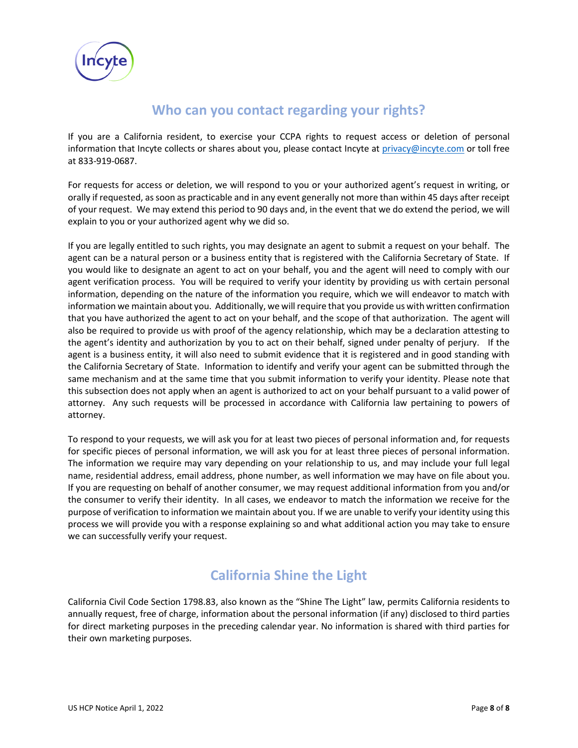## Who can you contact regarding your rights?

If you are a California resident, to exercise your CCPA rights to request access or deletion of personal information that Incyte collects or shares about you, please contact Incyte at privacy@incyte.com or toll free at 833-919-0687.

For requests for access or deletion, we will respond to you or your authorized agent's request in writing, or orally if requested, as soon as practicable and in any event generally not more than within 45 days after receipt of your request. We may extend this period to 90 days and, in the event that we do extend the period, we will explain to you or your authorized agent why we did so.

If you are legally entitled to such rights, you may designate an agent to submit a request on your behalf. The agent can be a natural person or a business entity that is registered with the California Secretary of State. If you would like to designate an agent to act on your behalf, you and the agent will need to comply with our agent verification process. You will be required to verify your identity by providing us with certain personal information, depending on the nature of the information you require, which we will endeavor to match with information we maintain about you. Additionally, we will require that you provide us with written confirmation that you have authorized the agent to act on your behalf, and the scope of that authorization. The agent will also be required to provide us with proof of the agency relationship, which may be a declaration attesting to the agent's identity and authorization by you to act on their behalf, signed under penalty of perjury. If the agent is a business entity, it will also need to submit evidence that it is registered and in good standing with the California Secretary of State. Information to identify and verify your agent can be submitted through the same mechanism and at the same time that you submit information to verify your identity. Please note that this subsection does not apply when an agent is authorized to act on your behalf pursuant to a valid power of attorney. Any such requests will be processed in accordance with California law pertaining to powers of attorney.

To respond to your requests, we will ask you for at least two pieces of personal information and, for requests for specific pieces of personal information, we will ask you for at least three pieces of personal information. The information we require may vary depending on your relationship to us, and may include your full legal name, residential address, email address, phone number, as well information we may have on file about you. If you are requesting on behalf of another consumer, we may request additional information from you and/or the consumer to verify their identity. In all cases, we endeavor to match the information we receive for the purpose of verification to information we maintain about you. If we are unable to verify your identity using this process we will provide you with a response explaining so and what additional action you may take to ensure we can successfully verify your request.

## California Shine the Light

California Civil Code Section 1798.83, also known as the "Shine The Light" law, permits California residents to annually request, free of charge, information about the personal information (if any) disclosed to third parties for direct marketing purposes in the preceding calendar year. No information is shared with third parties for their own marketing purposes.